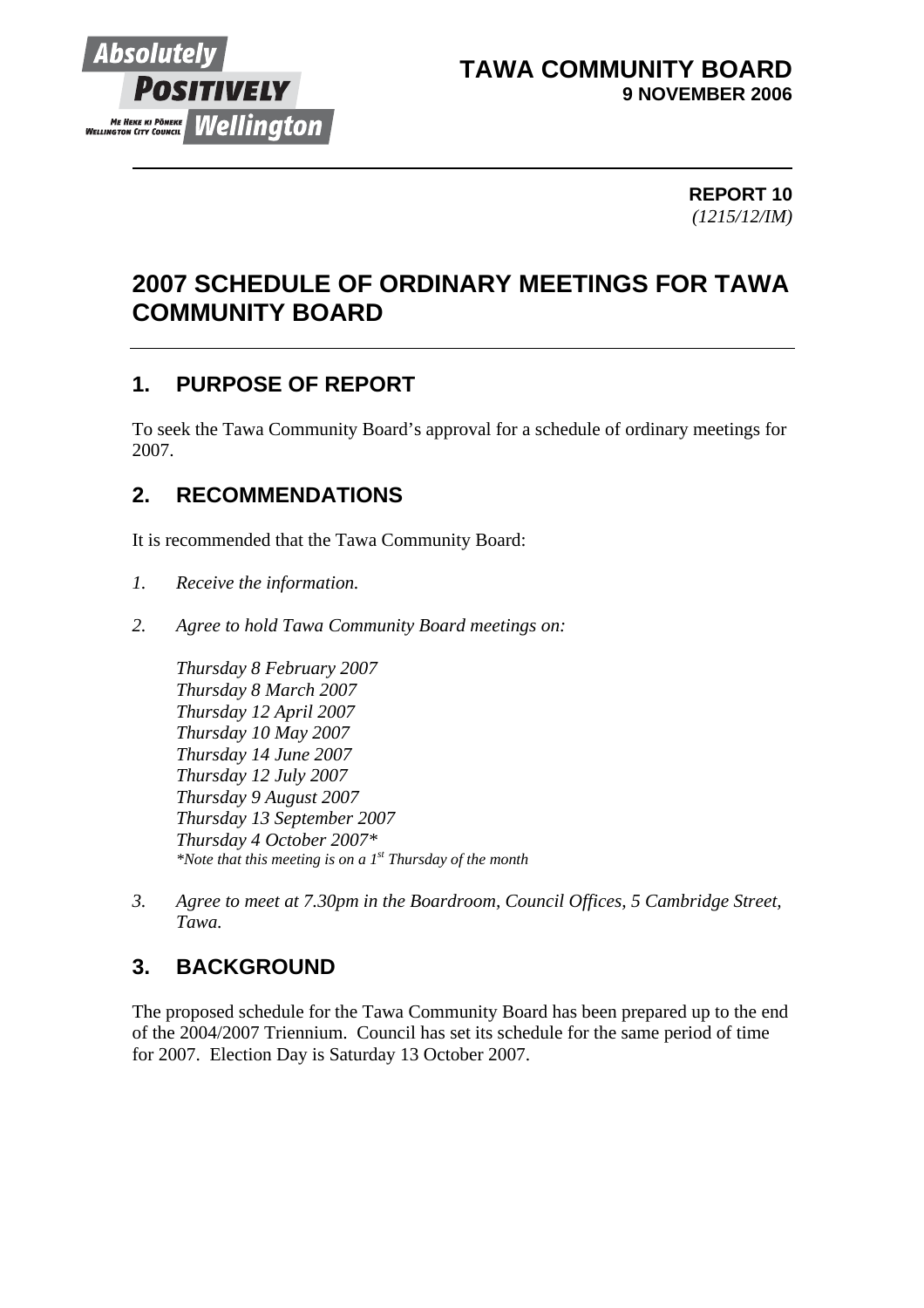**TAWA COMMUNITY BOARD**
**9 NOVEMBER 2006**

**REPORT 10**
*(1215/12/IM)*

# 2007 SCHEDULE OF ORDINARY MEETINGS FOR TAWA COMMUNITY BOARD

## 1. PURPOSE OF REPORT

To seek the Tawa Community Board's approval for a schedule of ordinary meetings for 2007.

## 2. RECOMMENDATIONS

It is recommended that the Tawa Community Board:

1. *Receive the information.*

2. *Agree to hold Tawa Community Board meetings on:*

   *Thursday 8 February 2007*
   *Thursday 8 March 2007*
   *Thursday 12 April 2007*
   *Thursday 10 May 2007*
   *Thursday 14 June 2007*
   *Thursday 12 July 2007*
   *Thursday 9 August 2007*
   *Thursday 13 September 2007*
   *Thursday 4 October 2007**
   **Note that this meeting is on a 1st Thursday of the month*

3. *Agree to meet at 7.30pm in the Boardroom, Council Offices, 5 Cambridge Street, Tawa.*

## 3. BACKGROUND

The proposed schedule for the Tawa Community Board has been prepared up to the end of the 2004/2007 Triennium. Council has set its schedule for the same period of time for 2007. Election Day is Saturday 13 October 2007.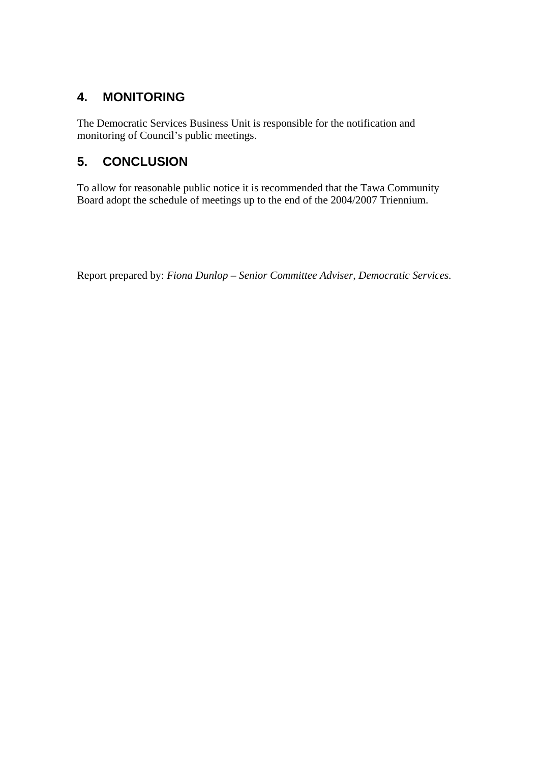## 4. MONITORING

The Democratic Services Business Unit is responsible for the notification and monitoring of Council's public meetings.

## 5. CONCLUSION

To allow for reasonable public notice it is recommended that the Tawa Community Board adopt the schedule of meetings up to the end of the 2004/2007 Triennium.

Report prepared by: *Fiona Dunlop – Senior Committee Adviser, Democratic Services*.